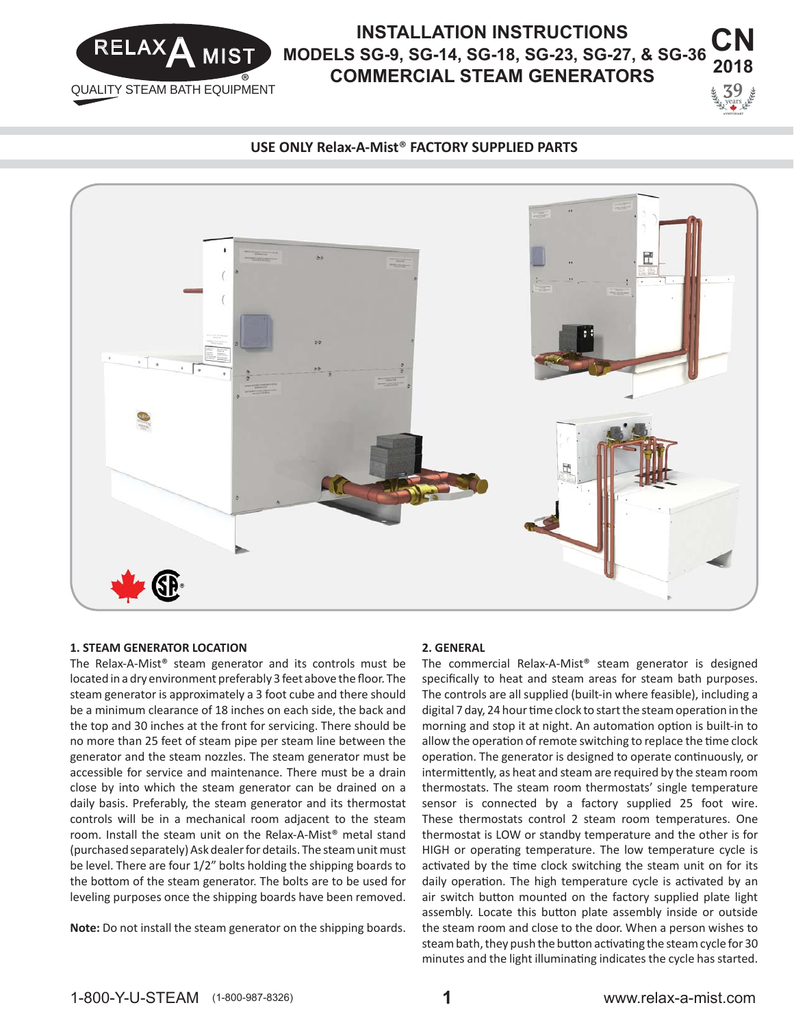RELAX A MIST®
QUALITY STEAM BATH EQUIPMENT

# INSTALLATION INSTRUCTIONS
# MODELS SG-9, SG-14, SG-18, SG-23, SG-27, & SG-36
# COMMERCIAL STEAM GENERATORS

CN 2018

**USE ONLY Relax-A-Mist® FACTORY SUPPLIED PARTS**

## 1. STEAM GENERATOR LOCATION

The Relax-A-Mist® steam generator and its controls must be located in a dry environment preferably 3 feet above the floor. The steam generator is approximately a 3 foot cube and there should be a minimum clearance of 18 inches on each side, the back and the top and 30 inches at the front for servicing. There should be no more than 25 feet of steam pipe per steam line between the generator and the steam nozzles. The steam generator must be accessible for service and maintenance. There must be a drain close by into which the steam generator can be drained on a daily basis. Preferably, the steam generator and its thermostat controls will be in a mechanical room adjacent to the steam room. Install the steam unit on the Relax-A-Mist® metal stand (purchased separately) Ask dealer for details. The steam unit must be level. There are four 1/2" bolts holding the shipping boards to the bottom of the steam generator. The bolts are to be used for leveling purposes once the shipping boards have been removed.

**Note:** Do not install the steam generator on the shipping boards.

## 2. GENERAL

The commercial Relax-A-Mist® steam generator is designed specifically to heat and steam areas for steam bath purposes. The controls are all supplied (built-in where feasible), including a digital 7 day, 24 hour time clock to start the steam operation in the morning and stop it at night. An automation option is built-in to allow the operation of remote switching to replace the time clock operation. The generator is designed to operate continuously, or intermittently, as heat and steam are required by the steam room thermostats. The steam room thermostats' single temperature sensor is connected by a factory supplied 25 foot wire. These thermostats control 2 steam room temperatures. One thermostat is LOW or standby temperature and the other is for HIGH or operating temperature. The low temperature cycle is activated by the time clock switching the steam unit on for its daily operation. The high temperature cycle is activated by an air switch button mounted on the factory supplied plate light assembly. Locate this button plate assembly inside or outside the steam room and close to the door. When a person wishes to steam bath, they push the button activating the steam cycle for 30 minutes and the light illuminating indicates the cycle has started.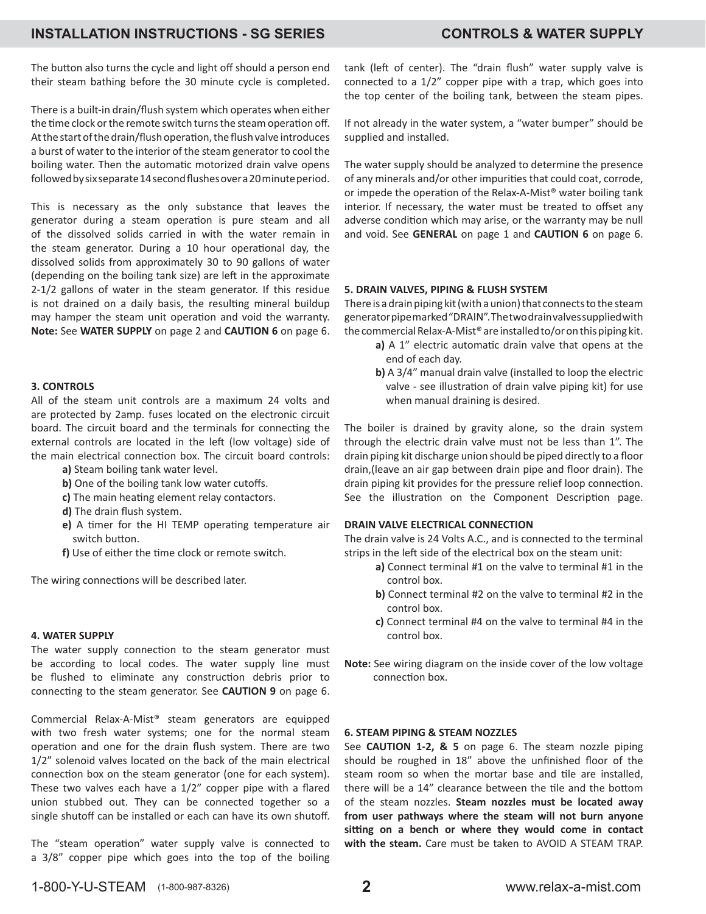The button also turns the cycle and light off should a person end their steam bathing before the 30 minute cycle is completed.

There is a built-in drain/flush system which operates when either the time clock or the remote switch turns the steam operation off. At the start of the drain/flush operation, the flush valve introduces a burst of water to the interior of the steam generator to cool the boiling water. Then the automatic motorized drain valve opens followed by six separate 14 second flushes over a 20 minute period.

This is necessary as the only substance that leaves the generator during a steam operation is pure steam and all of the dissolved solids carried in with the water remain in the steam generator. During a 10 hour operational day, the dissolved solids from approximately 30 to 90 gallons of water (depending on the boiling tank size) are left in the approximate 2-1/2 gallons of water in the steam generator. If this residue is not drained on a daily basis, the resulting mineral buildup may hamper the steam unit operation and void the warranty. **Note:** See **WATER SUPPLY** on page 2 and **CAUTION 6** on page 6.

### 3. CONTROLS

All of the steam unit controls are a maximum 24 volts and are protected by 2amp. fuses located on the electronic circuit board. The circuit board and the terminals for connecting the external controls are located in the left (low voltage) side of the main electrical connection box. The circuit board controls:

- **a)** Steam boiling tank water level.
- **b)** One of the boiling tank low water cutoffs.
- **c)** The main heating element relay contactors.
- **d)** The drain flush system.
- **e)** A timer for the HI TEMP operating temperature air switch button.
- **f)** Use of either the time clock or remote switch.

The wiring connections will be described later.

### 4. WATER SUPPLY

The water supply connection to the steam generator must be according to local codes. The water supply line must be flushed to eliminate any construction debris prior to connecting to the steam generator. See **CAUTION 9** on page 6.

Commercial Relax-A-Mist® steam generators are equipped with two fresh water systems; one for the normal steam operation and one for the drain flush system. There are two 1/2" solenoid valves located on the back of the main electrical connection box on the steam generator (one for each system). These two valves each have a 1/2" copper pipe with a flared union stubbed out. They can be connected together so a single shutoff can be installed or each can have its own shutoff.

The "steam operation" water supply valve is connected to a 3/8" copper pipe which goes into the top of the boiling tank (left of center). The "drain flush" water supply valve is connected to a 1/2" copper pipe with a trap, which goes into the top center of the boiling tank, between the steam pipes.

If not already in the water system, a "water bumper" should be supplied and installed.

The water supply should be analyzed to determine the presence of any minerals and/or other impurities that could coat, corrode, or impede the operation of the Relax-A-Mist® water boiling tank interior. If necessary, the water must be treated to offset any adverse condition which may arise, or the warranty may be null and void. See **GENERAL** on page 1 and **CAUTION 6** on page 6.

### 5. DRAIN VALVES, PIPING & FLUSH SYSTEM

There is a drain piping kit (with a union) that connects to the steam generator pipe marked "DRAIN". The two drain valves supplied with the commercial Relax-A-Mist® are installed to/or on this piping kit.

- **a)** A 1" electric automatic drain valve that opens at the end of each day.
- **b)** A 3/4" manual drain valve (installed to loop the electric valve - see illustration of drain valve piping kit) for use when manual draining is desired.

The boiler is drained by gravity alone, so the drain system through the electric drain valve must not be less than 1". The drain piping kit discharge union should be piped directly to a floor drain,(leave an air gap between drain pipe and floor drain). The drain piping kit provides for the pressure relief loop connection. See the illustration on the Component Description page.

#### DRAIN VALVE ELECTRICAL CONNECTION

The drain valve is 24 Volts A.C., and is connected to the terminal strips in the left side of the electrical box on the steam unit:

- **a)** Connect terminal #1 on the valve to terminal #1 in the control box.
- **b)** Connect terminal #2 on the valve to terminal #2 in the control box.
- **c)** Connect terminal #4 on the valve to terminal #4 in the control box.

**Note:** See wiring diagram on the inside cover of the low voltage connection box.

### 6. STEAM PIPING & STEAM NOZZLES

See **CAUTION 1-2, & 5** on page 6. The steam nozzle piping should be roughed in 18" above the unfinished floor of the steam room so when the mortar base and tile are installed, there will be a 14" clearance between the tile and the bottom of the steam nozzles. **Steam nozzles must be located away from user pathways where the steam will not burn anyone sitting on a bench or where they would come in contact with the steam.** Care must be taken to AVOID A STEAM TRAP.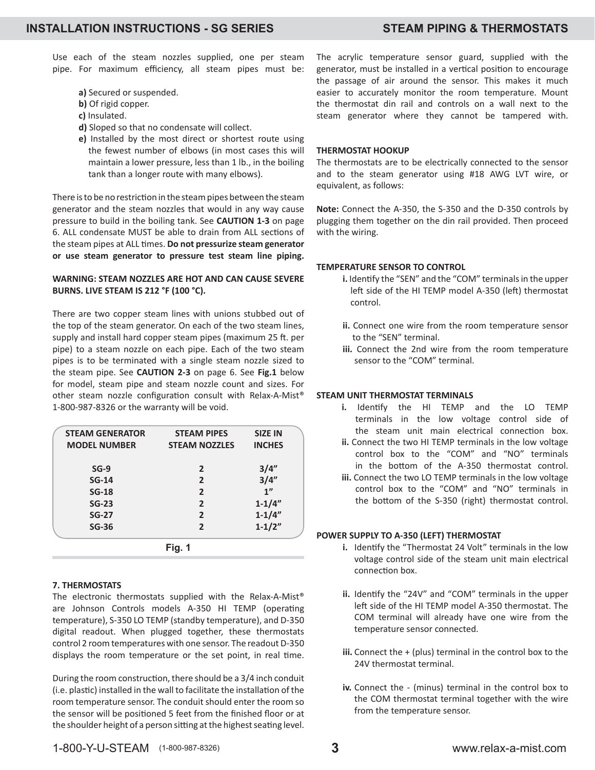Use each of the steam nozzles supplied, one per steam pipe. For maximum efficiency, all steam pipes must be:

- **a)** Secured or suspended.
- **b)** Of rigid copper.
- **c)** Insulated.
- **d)** Sloped so that no condensate will collect.
- **e)** Installed by the most direct or shortest route using the fewest number of elbows (in most cases this will maintain a lower pressure, less than 1 lb., in the boiling tank than a longer route with many elbows).

There is to be no restriction in the steam pipes between the steam generator and the steam nozzles that would in any way cause pressure to build in the boiling tank. See **CAUTION 1-3** on page 6. ALL condensate MUST be able to drain from ALL sections of the steam pipes at ALL times. **Do not pressurize steam generator or use steam generator to pressure test steam line piping.**

**WARNING: STEAM NOZZLES ARE HOT AND CAN CAUSE SEVERE BURNS. LIVE STEAM IS 212 °F (100 °C).**

There are two copper steam lines with unions stubbed out of the top of the steam generator. On each of the two steam lines, supply and install hard copper steam pipes (maximum 25 ft. per pipe) to a steam nozzle on each pipe. Each of the two steam pipes is to be terminated with a single steam nozzle sized to the steam pipe. See **CAUTION 2-3** on page 6. See **Fig.1** below for model, steam pipe and steam nozzle count and sizes. For other steam nozzle configuration consult with Relax-A-Mist® 1-800-987-8326 or the warranty will be void.

| STEAM GENERATOR MODEL NUMBER | STEAM PIPES STEAM NOZZLES | SIZE IN INCHES |
|---|---|---|
| SG-9 | 2 | 3/4" |
| SG-14 | 2 | 3/4" |
| SG-18 | 2 | 1" |
| SG-23 | 2 | 1-1/4" |
| SG-27 | 2 | 1-1/4" |
| SG-36 | 2 | 1-1/2" |

Fig. 1

## 7. THERMOSTATS

The electronic thermostats supplied with the Relax-A-Mist® are Johnson Controls models A-350 HI TEMP (operating temperature), S-350 LO TEMP (standby temperature), and D-350 digital readout. When plugged together, these thermostats control 2 room temperatures with one sensor. The readout D-350 displays the room temperature or the set point, in real time.

During the room construction, there should be a 3/4 inch conduit (i.e. plastic) installed in the wall to facilitate the installation of the room temperature sensor. The conduit should enter the room so the sensor will be positioned 5 feet from the finished floor or at the shoulder height of a person sitting at the highest seating level.

The acrylic temperature sensor guard, supplied with the generator, must be installed in a vertical position to encourage the passage of air around the sensor. This makes it much easier to accurately monitor the room temperature. Mount the thermostat din rail and controls on a wall next to the steam generator where they cannot be tampered with.

### THERMOSTAT HOOKUP

The thermostats are to be electrically connected to the sensor and to the steam generator using #18 AWG LVT wire, or equivalent, as follows:

**Note:** Connect the A-350, the S-350 and the D-350 controls by plugging them together on the din rail provided. Then proceed with the wiring.

### TEMPERATURE SENSOR TO CONTROL

- **i.** Identify the "SEN" and the "COM" terminals in the upper left side of the HI TEMP model A-350 (left) thermostat control.
- **ii.** Connect one wire from the room temperature sensor to the "SEN" terminal.
- **iii.** Connect the 2nd wire from the room temperature sensor to the "COM" terminal.

### STEAM UNIT THERMOSTAT TERMINALS

- **i.** Identify the HI TEMP and the LO TEMP terminals in the low voltage control side of the steam unit main electrical connection box.
- **ii.** Connect the two HI TEMP terminals in the low voltage control box to the "COM" and "NO" terminals in the bottom of the A-350 thermostat control.
- **iii.** Connect the two LO TEMP terminals in the low voltage control box to the "COM" and "NO" terminals in the bottom of the S-350 (right) thermostat control.

### POWER SUPPLY TO A-350 (LEFT) THERMOSTAT

- **i.** Identify the "Thermostat 24 Volt" terminals in the low voltage control side of the steam unit main electrical connection box.
- **ii.** Identify the "24V" and "COM" terminals in the upper left side of the HI TEMP model A-350 thermostat. The COM terminal will already have one wire from the temperature sensor connected.
- **iii.** Connect the + (plus) terminal in the control box to the 24V thermostat terminal.
- **iv.** Connect the - (minus) terminal in the control box to the COM thermostat terminal together with the wire from the temperature sensor.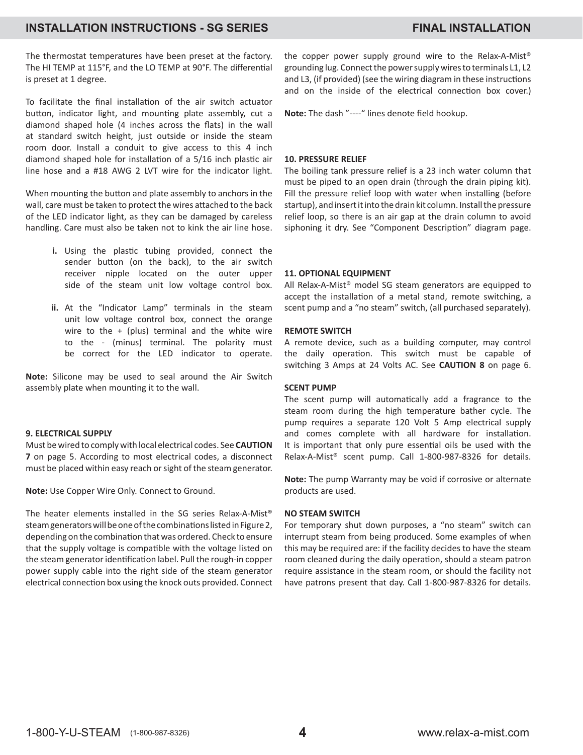The thermostat temperatures have been preset at the factory. The HI TEMP at 115°F, and the LO TEMP at 90°F. The differential is preset at 1 degree.

To facilitate the final installation of the air switch actuator button, indicator light, and mounting plate assembly, cut a diamond shaped hole (4 inches across the flats) in the wall at standard switch height, just outside or inside the steam room door. Install a conduit to give access to this 4 inch diamond shaped hole for installation of a 5/16 inch plastic air line hose and a #18 AWG 2 LVT wire for the indicator light.

When mounting the button and plate assembly to anchors in the wall, care must be taken to protect the wires attached to the back of the LED indicator light, as they can be damaged by careless handling. Care must also be taken not to kink the air line hose.

- **i.** Using the plastic tubing provided, connect the sender button (on the back), to the air switch receiver nipple located on the outer upper side of the steam unit low voltage control box.
- **ii.** At the "Indicator Lamp" terminals in the steam unit low voltage control box, connect the orange wire to the + (plus) terminal and the white wire to the - (minus) terminal. The polarity must be correct for the LED indicator to operate.

**Note:** Silicone may be used to seal around the Air Switch assembly plate when mounting it to the wall.

**9. ELECTRICAL SUPPLY**

Must be wired to comply with local electrical codes. See **CAUTION 7** on page 5. According to most electrical codes, a disconnect must be placed within easy reach or sight of the steam generator.

**Note:** Use Copper Wire Only. Connect to Ground.

The heater elements installed in the SG series Relax-A-Mist® steam generators will be one of the combinations listed in Figure 2, depending on the combination that was ordered. Check to ensure that the supply voltage is compatible with the voltage listed on the steam generator identification label. Pull the rough-in copper power supply cable into the right side of the steam generator electrical connection box using the knock outs provided. Connect the copper power supply ground wire to the Relax-A-Mist® grounding lug. Connect the power supply wires to terminals L1, L2 and L3, (if provided) (see the wiring diagram in these instructions and on the inside of the electrical connection box cover.)

**Note:** The dash "----" lines denote field hookup.

**10. PRESSURE RELIEF**

The boiling tank pressure relief is a 23 inch water column that must be piped to an open drain (through the drain piping kit). Fill the pressure relief loop with water when installing (before startup), and insert it into the drain kit column. Install the pressure relief loop, so there is an air gap at the drain column to avoid siphoning it dry. See "Component Description" diagram page.

**11. OPTIONAL EQUIPMENT**

All Relax-A-Mist® model SG steam generators are equipped to accept the installation of a metal stand, remote switching, a scent pump and a "no steam" switch, (all purchased separately).

**REMOTE SWITCH**

A remote device, such as a building computer, may control the daily operation. This switch must be capable of switching 3 Amps at 24 Volts AC. See **CAUTION 8** on page 6.

**SCENT PUMP**

The scent pump will automatically add a fragrance to the steam room during the high temperature bather cycle. The pump requires a separate 120 Volt 5 Amp electrical supply and comes complete with all hardware for installation. It is important that only pure essential oils be used with the Relax-A-Mist® scent pump. Call 1-800-987-8326 for details.

**Note:** The pump Warranty may be void if corrosive or alternate products are used.

**NO STEAM SWITCH**

For temporary shut down purposes, a "no steam" switch can interrupt steam from being produced. Some examples of when this may be required are: if the facility decides to have the steam room cleaned during the daily operation, should a steam patron require assistance in the steam room, or should the facility not have patrons present that day. Call 1-800-987-8326 for details.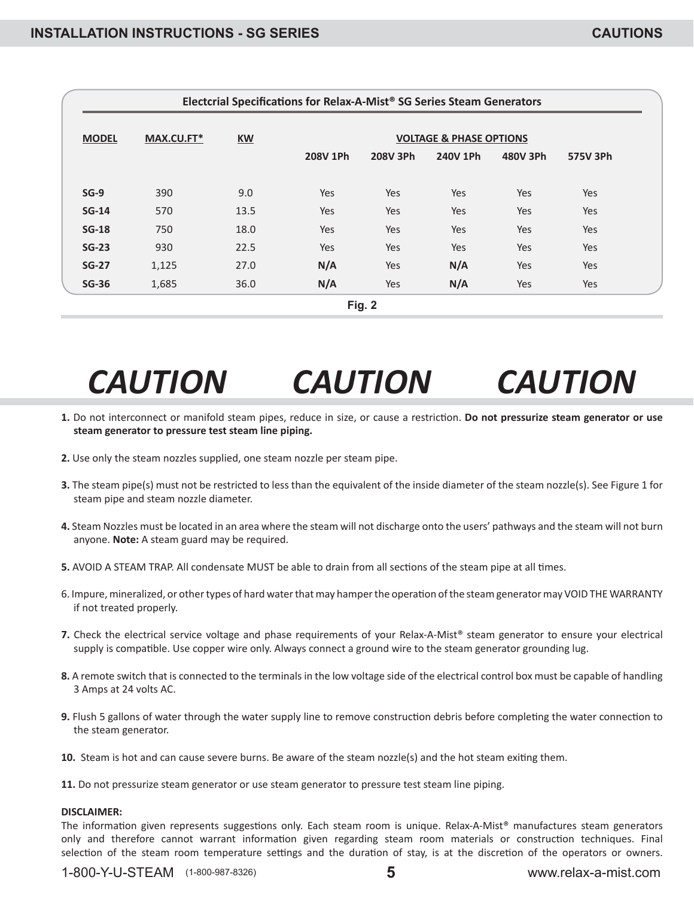**Electcrial Specifications for Relax-A-Mist® SG Series Steam Generators**

| MODEL | MAX.CU.FT* | KW | VOLTAGE & PHASE OPTIONS | | | | |
|---|---|---|---|---|---|---|---|
| | | | 208V 1Ph | 208V 3Ph | 240V 1Ph | 480V 3Ph | 575V 3Ph |
| **SG-9** | 390 | 9.0 | Yes | Yes | Yes | Yes | Yes |
| **SG-14** | 570 | 13.5 | Yes | Yes | Yes | Yes | Yes |
| **SG-18** | 750 | 18.0 | Yes | Yes | Yes | Yes | Yes |
| **SG-23** | 930 | 22.5 | Yes | Yes | Yes | Yes | Yes |
| **SG-27** | 1,125 | 27.0 | **N/A** | Yes | **N/A** | Yes | Yes |
| **SG-36** | 1,685 | 36.0 | **N/A** | Yes | **N/A** | Yes | Yes |

**Fig. 2**

# *CAUTION CAUTION CAUTION*

**1.** Do not interconnect or manifold steam pipes, reduce in size, or cause a restriction. **Do not pressurize steam generator or use steam generator to pressure test steam line piping.**

**2.** Use only the steam nozzles supplied, one steam nozzle per steam pipe.

**3.** The steam pipe(s) must not be restricted to less than the equivalent of the inside diameter of the steam nozzle(s). See Figure 1 for steam pipe and steam nozzle diameter.

**4.** Steam Nozzles must be located in an area where the steam will not discharge onto the users' pathways and the steam will not burn anyone. **Note:** A steam guard may be required.

**5.** AVOID A STEAM TRAP. All condensate MUST be able to drain from all sections of the steam pipe at all times.

6. Impure, mineralized, or other types of hard water that may hamper the operation of the steam generator may VOID THE WARRANTY if not treated properly.

**7.** Check the electrical service voltage and phase requirements of your Relax-A-Mist® steam generator to ensure your electrical supply is compatible. Use copper wire only. Always connect a ground wire to the steam generator grounding lug.

**8.** A remote switch that is connected to the terminals in the low voltage side of the electrical control box must be capable of handling 3 Amps at 24 volts AC.

**9.** Flush 5 gallons of water through the water supply line to remove construction debris before completing the water connection to the steam generator.

**10.** Steam is hot and can cause severe burns. Be aware of the steam nozzle(s) and the hot steam exiting them.

**11.** Do not pressurize steam generator or use steam generator to pressure test steam line piping.

**DISCLAIMER:**
The information given represents suggestions only. Each steam room is unique. Relax-A-Mist® manufactures steam generators only and therefore cannot warrant information given regarding steam room materials or construction techniques. Final selection of the steam room temperature settings and the duration of stay, is at the discretion of the operators or owners.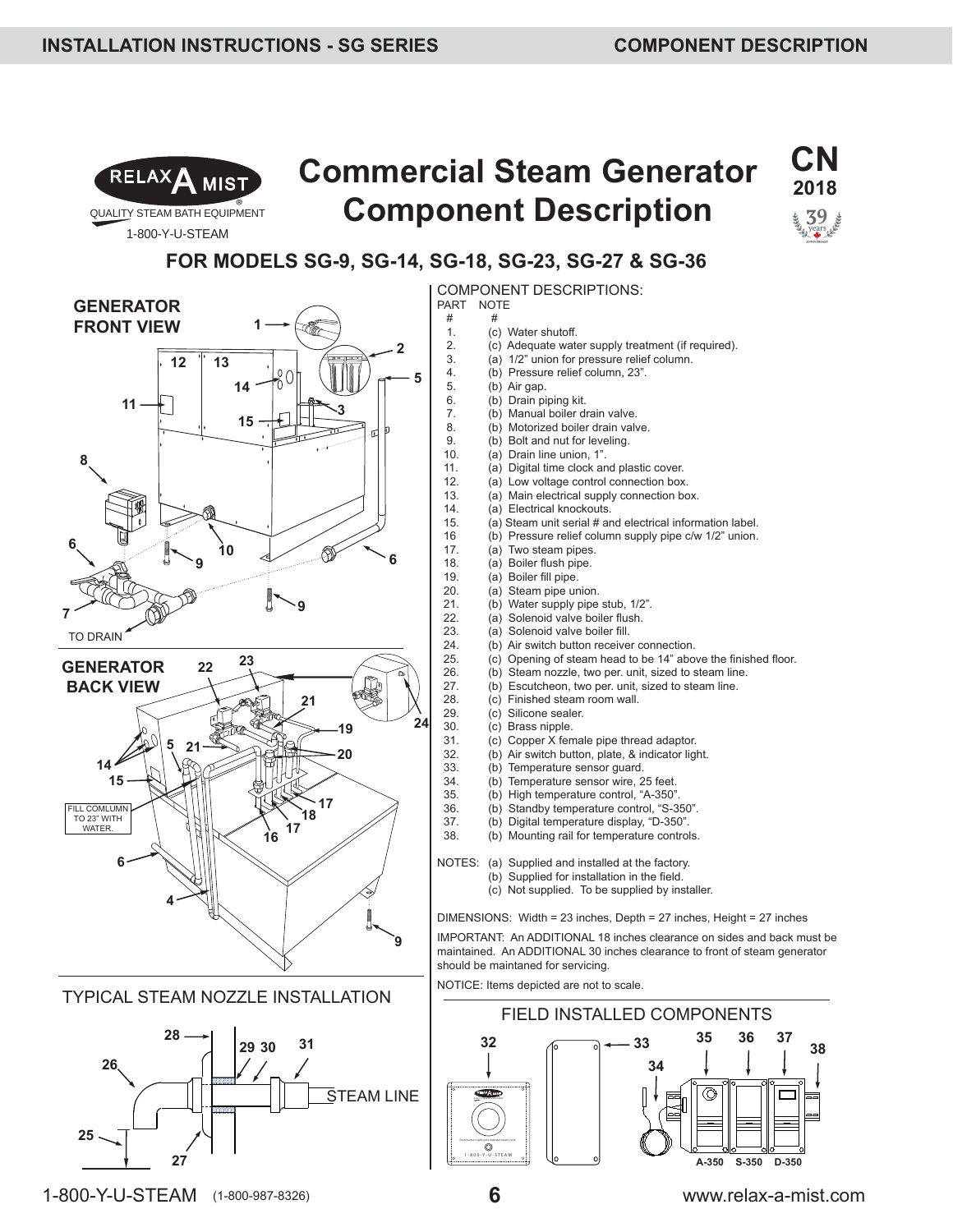# Commercial Steam Generator Component Description

**CN 2018**

## FOR MODELS SG-9, SG-14, SG-18, SG-23, SG-27 & SG-36

### GENERATOR FRONT VIEW

### GENERATOR BACK VIEW

FILL COMLUMN TO 23" WITH WATER.

TO DRAIN

### TYPICAL STEAM NOZZLE INSTALLATION

STEAM LINE

### COMPONENT DESCRIPTIONS:

| PART # | NOTE # | |
|---|---|---|
| 1. | (c) | Water shutoff. |
| 2. | (c) | Adequate water supply treatment (if required). |
| 3. | (a) | 1/2" union for pressure relief column. |
| 4. | (b) | Pressure relief column, 23". |
| 5. | (b) | Air gap. |
| 6. | (b) | Drain piping kit. |
| 7. | (b) | Manual boiler drain valve. |
| 8. | (b) | Motorized boiler drain valve. |
| 9. | (b) | Bolt and nut for leveling. |
| 10. | (a) | Drain line union, 1". |
| 11. | (a) | Digital time clock and plastic cover. |
| 12. | (a) | Low voltage control connection box. |
| 13. | (a) | Main electrical supply connection box. |
| 14. | (a) | Electrical knockouts. |
| 15. | (a) | Steam unit serial # and electrical information label. |
| 16 | (b) | Pressure relief column supply pipe c/w 1/2" union. |
| 17. | (a) | Two steam pipes. |
| 18. | (a) | Boiler flush pipe. |
| 19. | (a) | Boiler fill pipe. |
| 20. | (a) | Steam pipe union. |
| 21. | (b) | Water supply pipe stub, 1/2". |
| 22. | (a) | Solenoid valve boiler flush. |
| 23. | (a) | Solenoid valve boiler fill. |
| 24. | (b) | Air switch button receiver connection. |
| 25. | (c) | Opening of steam head to be 14" above the finished floor. |
| 26. | (b) | Steam nozzle, two per. unit, sized to steam line. |
| 27. | (b) | Escutcheon, two per. unit, sized to steam line. |
| 28. | (c) | Finished steam room wall. |
| 29. | (c) | Silicone sealer. |
| 30. | (c) | Brass nipple. |
| 31. | (c) | Copper X female pipe thread adaptor. |
| 32. | (b) | Air switch button, plate, & indicator light. |
| 33. | (b) | Temperature sensor guard. |
| 34. | (b) | Temperature sensor wire, 25 feet. |
| 35. | (b) | High temperature control, "A-350". |
| 36. | (b) | Standby temperature control, "S-350". |
| 37. | (b) | Digital temperature display, "D-350". |
| 38. | (b) | Mounting rail for temperature controls. |

NOTES:
- (a) Supplied and installed at the factory.
- (b) Supplied for installation in the field.
- (c) Not supplied. To be supplied by installer.

DIMENSIONS: Width = 23 inches, Depth = 27 inches, Height = 27 inches

IMPORTANT: An ADDITIONAL 18 inches clearance on sides and back must be maintained. An ADDITIONAL 30 inches clearance to front of steam generator should be maintained for servicing.

NOTICE: Items depicted are not to scale.

### FIELD INSTALLED COMPONENTS

A-350 S-350 D-350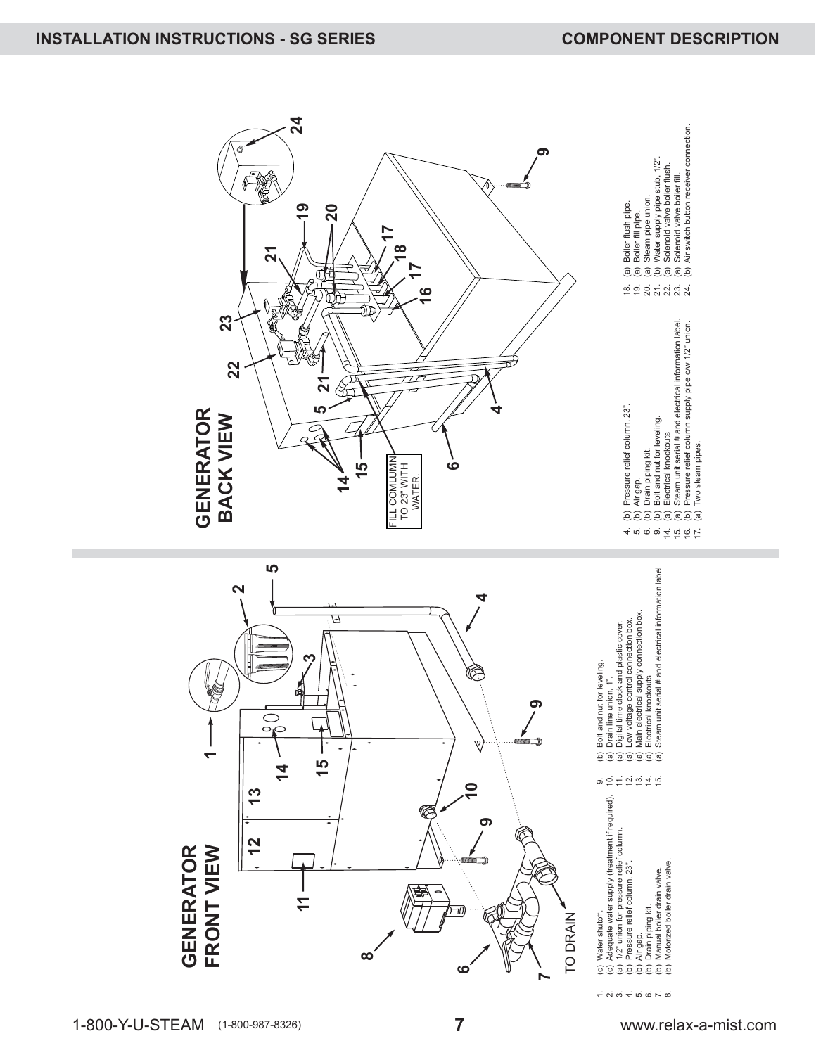## GENERATOR FRONT VIEW

TO DRAIN

1. (c) Water shutoff.
2. (c) Adequate water supply (treatment if required).
3. (a) 1/2" union for pressure relief column.
4. (b) Pressure relief column, 23".
5. (b) Air gap.
6. (b) Drain piping kit.
7. (b) Manual boiler drain valve.
8. (b) Motorized boiler drain valve.
9. (b) Bolt and nut for leveling.
10. (a) Drain line union, 1".
11. (a) Digital time clock and plastic cover.
12. (a) Low voltage control connection box.
13. (a) Main electrical supply connection box.
14. (a) Electrical knockouts
15. (a) Steam unit serial # and electrical information label

## GENERATOR BACK VIEW

FILL COMLUMN TO 23" WITH WATER.

4. (b) Pressure relief column, 23".
5. (b) Air gap.
6. (b) Drain piping kit.
9. (b) Bolt and nut for leveling.
14. (a) Electrical knockouts
15. (a) Steam unit serial # and electrical information label.
16. (b) Pressure relief column supply pipe c/w 1/2" union.
17. (a) Two steam pipes.
18. (a) Boiler flush pipe.
19. (a) Boiler fill pipe.
20. (a) Steam pipe union.
21. (b) Water supply pipe stub, 1/2".
22. (a) Solenoid valve boiler flush.
23. (a) Solenoid valve boiler fill.
24. (b) Air switch button receiver connection.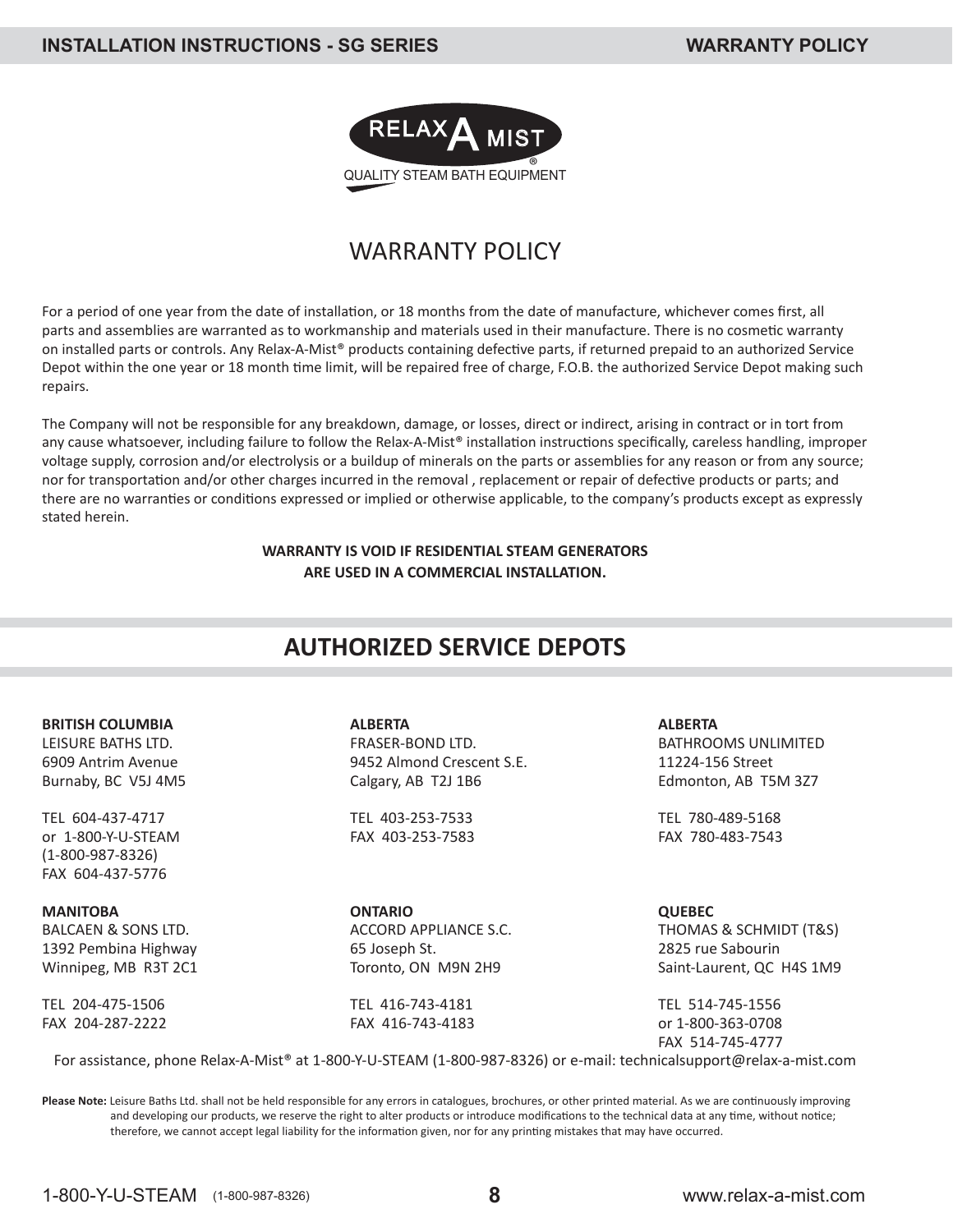RELAX A MIST®

QUALITY STEAM BATH EQUIPMENT

# WARRANTY POLICY

For a period of one year from the date of installation, or 18 months from the date of manufacture, whichever comes first, all parts and assemblies are warranted as to workmanship and materials used in their manufacture. There is no cosmetic warranty on installed parts or controls. Any Relax-A-Mist® products containing defective parts, if returned prepaid to an authorized Service Depot within the one year or 18 month time limit, will be repaired free of charge, F.O.B. the authorized Service Depot making such repairs.

The Company will not be responsible for any breakdown, damage, or losses, direct or indirect, arising in contract or in tort from any cause whatsoever, including failure to follow the Relax-A-Mist® installation instructions specifically, careless handling, improper voltage supply, corrosion and/or electrolysis or a buildup of minerals on the parts or assemblies for any reason or from any source; nor for transportation and/or other charges incurred in the removal , replacement or repair of defective products or parts; and there are no warranties or conditions expressed or implied or otherwise applicable, to the company's products except as expressly stated herein.

**WARRANTY IS VOID IF RESIDENTIAL STEAM GENERATORS ARE USED IN A COMMERCIAL INSTALLATION.**

## AUTHORIZED SERVICE DEPOTS

**BRITISH COLUMBIA**
LEISURE BATHS LTD.
6909 Antrim Avenue
Burnaby, BC V5J 4M5

TEL 604-437-4717
or 1-800-Y-U-STEAM
(1-800-987-8326)
FAX 604-437-5776

**ALBERTA**
FRASER-BOND LTD.
9452 Almond Crescent S.E.
Calgary, AB T2J 1B6

TEL 403-253-7533
FAX 403-253-7583

**ALBERTA**
BATHROOMS UNLIMITED
11224-156 Street
Edmonton, AB T5M 3Z7

TEL 780-489-5168
FAX 780-483-7543

**MANITOBA**
BALCAEN & SONS LTD.
1392 Pembina Highway
Winnipeg, MB R3T 2C1

TEL 204-475-1506
FAX 204-287-2222

**ONTARIO**
ACCORD APPLIANCE S.C.
65 Joseph St.
Toronto, ON M9N 2H9

TEL 416-743-4181
FAX 416-743-4183

**QUEBEC**
THOMAS & SCHMIDT (T&S)
2825 rue Sabourin
Saint-Laurent, QC H4S 1M9

TEL 514-745-1556
or 1-800-363-0708
FAX 514-745-4777

For assistance, phone Relax-A-Mist® at 1-800-Y-U-STEAM (1-800-987-8326) or e-mail: technicalsupport@relax-a-mist.com

**Please Note:** Leisure Baths Ltd. shall not be held responsible for any errors in catalogues, brochures, or other printed material. As we are continuously improving and developing our products, we reserve the right to alter products or introduce modifications to the technical data at any time, without notice; therefore, we cannot accept legal liability for the information given, nor for any printing mistakes that may have occurred.